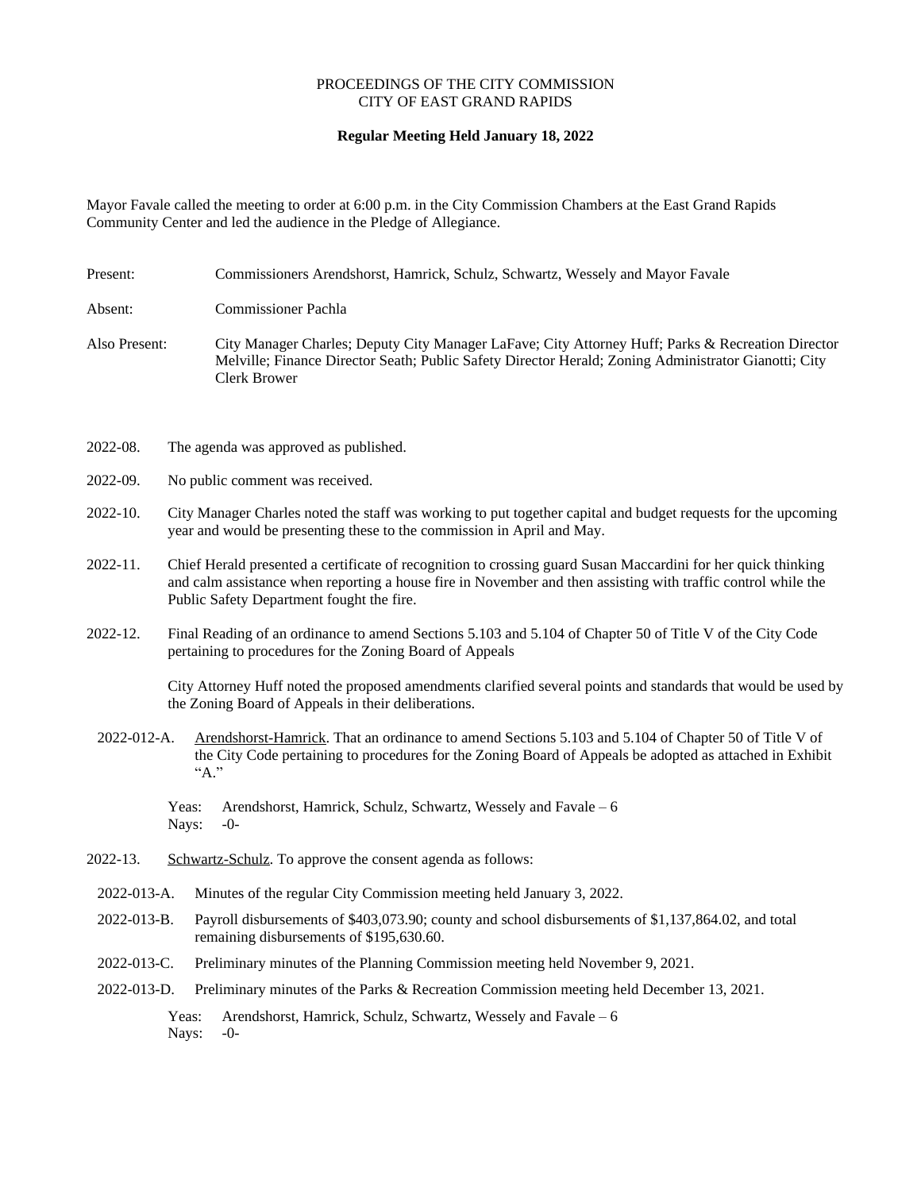PROCEEDINGS OF THE CITY COMMISSION
CITY OF EAST GRAND RAPIDS

**Regular Meeting Held January 18, 2022**

Mayor Favale called the meeting to order at 6:00 p.m. in the City Commission Chambers at the East Grand Rapids Community Center and led the audience in the Pledge of Allegiance.

Present: Commissioners Arendshorst, Hamrick, Schulz, Schwartz, Wessely and Mayor Favale

Absent: Commissioner Pachla

Also Present: City Manager Charles; Deputy City Manager LaFave; City Attorney Huff; Parks & Recreation Director Melville; Finance Director Seath; Public Safety Director Herald; Zoning Administrator Gianotti; City Clerk Brower

2022-08. The agenda was approved as published.

2022-09. No public comment was received.

2022-10. City Manager Charles noted the staff was working to put together capital and budget requests for the upcoming year and would be presenting these to the commission in April and May.

2022-11. Chief Herald presented a certificate of recognition to crossing guard Susan Maccardini for her quick thinking and calm assistance when reporting a house fire in November and then assisting with traffic control while the Public Safety Department fought the fire.

2022-12. Final Reading of an ordinance to amend Sections 5.103 and 5.104 of Chapter 50 of Title V of the City Code pertaining to procedures for the Zoning Board of Appeals

City Attorney Huff noted the proposed amendments clarified several points and standards that would be used by the Zoning Board of Appeals in their deliberations.

2022-012-A. Arendshorst-Hamrick. That an ordinance to amend Sections 5.103 and 5.104 of Chapter 50 of Title V of the City Code pertaining to procedures for the Zoning Board of Appeals be adopted as attached in Exhibit "A."

Yeas: Arendshorst, Hamrick, Schulz, Schwartz, Wessely and Favale – 6
Nays: -0-

2022-13. Schwartz-Schulz. To approve the consent agenda as follows:

2022-013-A. Minutes of the regular City Commission meeting held January 3, 2022.

2022-013-B. Payroll disbursements of $403,073.90; county and school disbursements of $1,137,864.02, and total remaining disbursements of $195,630.60.

2022-013-C. Preliminary minutes of the Planning Commission meeting held November 9, 2021.

2022-013-D. Preliminary minutes of the Parks & Recreation Commission meeting held December 13, 2021.

Yeas: Arendshorst, Hamrick, Schulz, Schwartz, Wessely and Favale – 6
Nays: -0-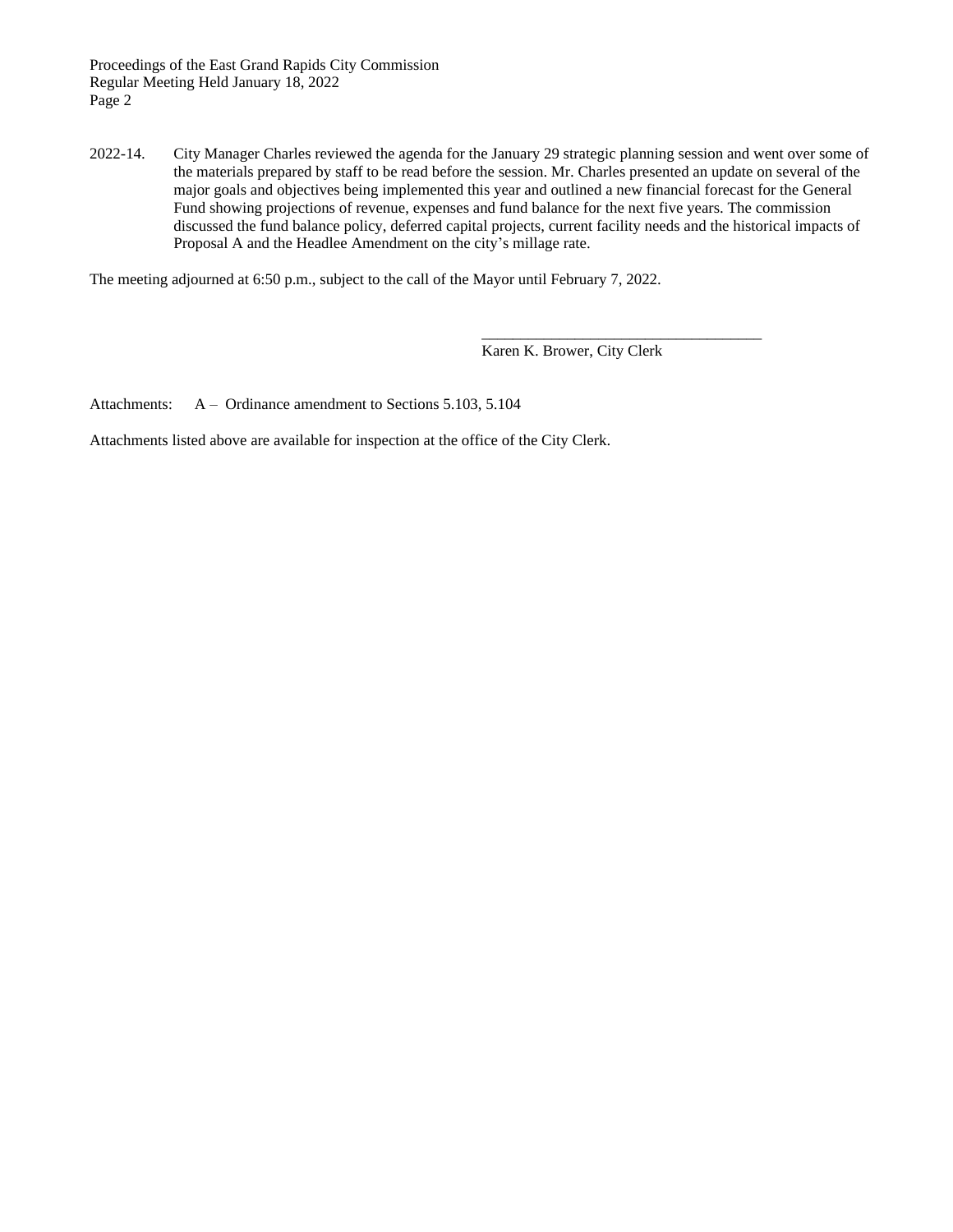2022-14. City Manager Charles reviewed the agenda for the January 29 strategic planning session and went over some of the materials prepared by staff to be read before the session. Mr. Charles presented an update on several of the major goals and objectives being implemented this year and outlined a new financial forecast for the General Fund showing projections of revenue, expenses and fund balance for the next five years. The commission discussed the fund balance policy, deferred capital projects, current facility needs and the historical impacts of Proposal A and the Headlee Amendment on the city's millage rate.

The meeting adjourned at 6:50 p.m., subject to the call of the Mayor until February 7, 2022.

_____________________________________
Karen K. Brower, City Clerk

Attachments: A – Ordinance amendment to Sections 5.103, 5.104

Attachments listed above are available for inspection at the office of the City Clerk.